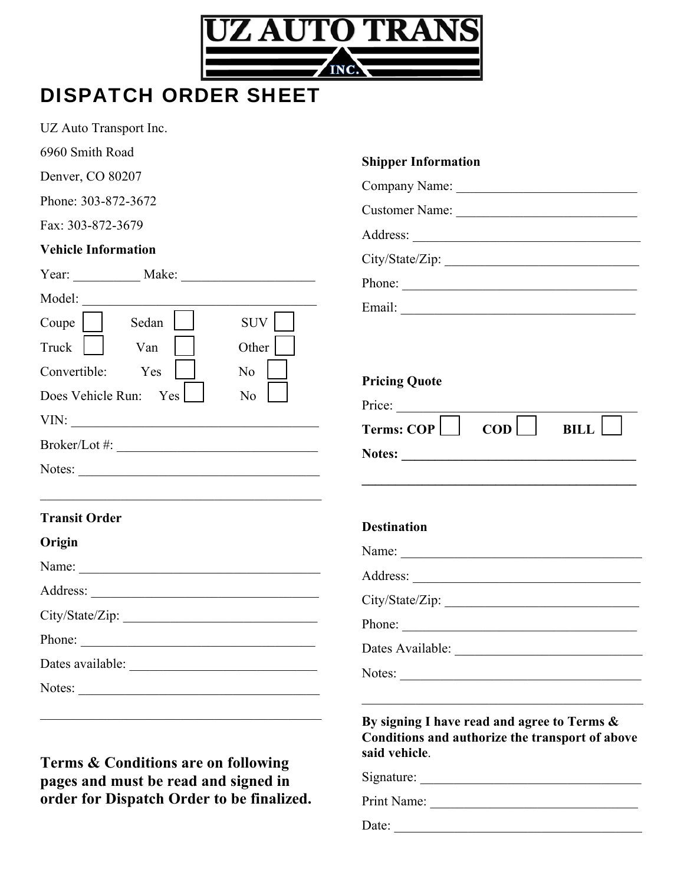# UZ AUTO TRANS INC.

## DISPATCH ORDER SHEET

UZ Auto Transport Inc.

6960 Smith Road

Denver, CO 80207

Phone: 303-872-3672

Fax: 303-872-3679

**Vehicle Information**

Year: __________ Make: ____________________

Model: ____________________________________

Coupe ☐ Sedan ☐ SUV ☐

Truck ☐ Van ☐ Other ☐

Convertible: Yes ☐ No ☐

Does Vehicle Run: Yes ☐ No ☐

VIN: ______________________________________

Broker/Lot #: ______________________________

Notes: ____________________________________

___________________________________________

**Transit Order**

**Origin**

Name: ____________________________________

Address: __________________________________

City/State/Zip: _____________________________

Phone: ___________________________________

Dates available: ____________________________

Notes: ____________________________________

___________________________________________

**Terms & Conditions are on following pages and must be read and signed in order for Dispatch Order to be finalized.**

**Shipper Information**

Company Name: ___________________________

Customer Name: ___________________________

Address: __________________________________

City/State/Zip: _____________________________

Phone: ___________________________________

Email: ____________________________________

**Pricing Quote**

Price: _____________________________________

**Terms: COP** ☐ **COD** ☐ **BILL** ☐

**Notes: ___________________________________**

**___________________________________________**

**Destination**

Name: ____________________________________

Address: __________________________________

City/State/Zip: _____________________________

Phone: ___________________________________

Dates Available: ____________________________

Notes: ____________________________________

___________________________________________

**By signing I have read and agree to Terms & Conditions and authorize the transport of above said vehicle**.

Signature: _________________________________

Print Name: _______________________________

Date: _____________________________________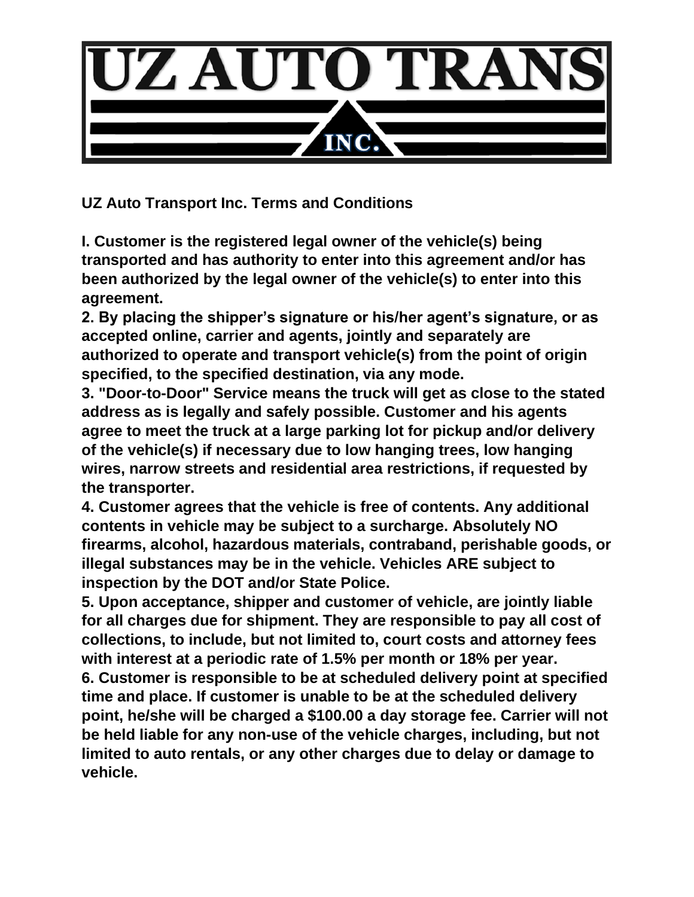# UZ AUTO TRANS INC.

**UZ Auto Transport Inc. Terms and Conditions**

**I. Customer is the registered legal owner of the vehicle(s) being transported and has authority to enter into this agreement and/or has been authorized by the legal owner of the vehicle(s) to enter into this agreement.**

**2. By placing the shipper's signature or his/her agent's signature, or as accepted online, carrier and agents, jointly and separately are authorized to operate and transport vehicle(s) from the point of origin specified, to the specified destination, via any mode.**

**3. "Door-to-Door" Service means the truck will get as close to the stated address as is legally and safely possible. Customer and his agents agree to meet the truck at a large parking lot for pickup and/or delivery of the vehicle(s) if necessary due to low hanging trees, low hanging wires, narrow streets and residential area restrictions, if requested by the transporter.**

**4. Customer agrees that the vehicle is free of contents. Any additional contents in vehicle may be subject to a surcharge. Absolutely NO firearms, alcohol, hazardous materials, contraband, perishable goods, or illegal substances may be in the vehicle. Vehicles ARE subject to inspection by the DOT and/or State Police.**

**5. Upon acceptance, shipper and customer of vehicle, are jointly liable for all charges due for shipment. They are responsible to pay all cost of collections, to include, but not limited to, court costs and attorney fees with interest at a periodic rate of 1.5% per month or 18% per year.**

**6. Customer is responsible to be at scheduled delivery point at specified time and place. If customer is unable to be at the scheduled delivery point, he/she will be charged a $100.00 a day storage fee. Carrier will not be held liable for any non-use of the vehicle charges, including, but not limited to auto rentals, or any other charges due to delay or damage to vehicle.**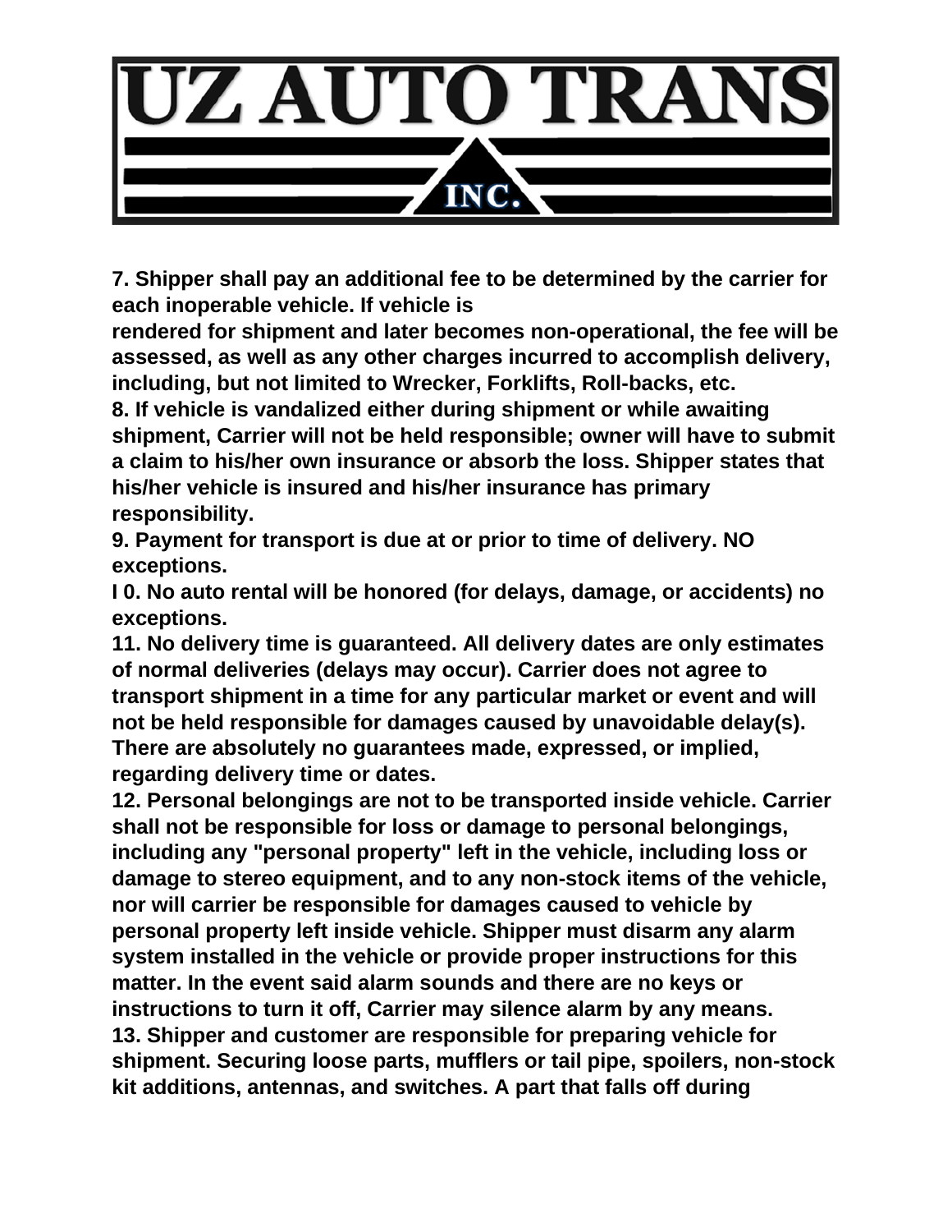**7. Shipper shall pay an additional fee to be determined by the carrier for each inoperable vehicle. If vehicle is rendered for shipment and later becomes non-operational, the fee will be assessed, as well as any other charges incurred to accomplish delivery, including, but not limited to Wrecker, Forklifts, Roll-backs, etc.**

**8. If vehicle is vandalized either during shipment or while awaiting shipment, Carrier will not be held responsible; owner will have to submit a claim to his/her own insurance or absorb the loss. Shipper states that his/her vehicle is insured and his/her insurance has primary responsibility.**

**9. Payment for transport is due at or prior to time of delivery. NO exceptions.**

**I 0. No auto rental will be honored (for delays, damage, or accidents) no exceptions.**

**11. No delivery time is guaranteed. All delivery dates are only estimates of normal deliveries (delays may occur). Carrier does not agree to transport shipment in a time for any particular market or event and will not be held responsible for damages caused by unavoidable delay(s). There are absolutely no guarantees made, expressed, or implied, regarding delivery time or dates.**

**12. Personal belongings are not to be transported inside vehicle. Carrier shall not be responsible for loss or damage to personal belongings, including any "personal property" left in the vehicle, including loss or damage to stereo equipment, and to any non-stock items of the vehicle, nor will carrier be responsible for damages caused to vehicle by personal property left inside vehicle. Shipper must disarm any alarm system installed in the vehicle or provide proper instructions for this matter. In the event said alarm sounds and there are no keys or instructions to turn it off, Carrier may silence alarm by any means.**

**13. Shipper and customer are responsible for preparing vehicle for shipment. Securing loose parts, mufflers or tail pipe, spoilers, non-stock kit additions, antennas, and switches. A part that falls off during**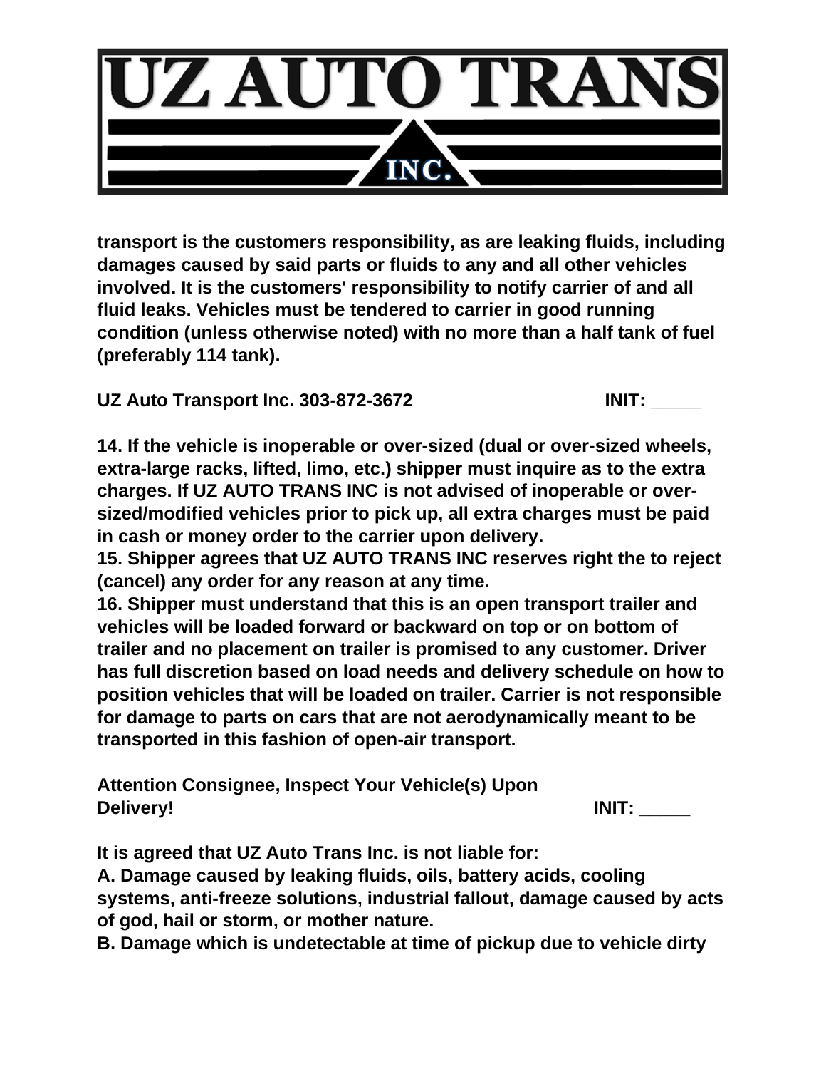**transport is the customers responsibility, as are leaking fluids, including damages caused by said parts or fluids to any and all other vehicles involved. It is the customers' responsibility to notify carrier of and all fluid leaks. Vehicles must be tendered to carrier in good running condition (unless otherwise noted) with no more than a half tank of fuel (preferably 114 tank).**

**UZ Auto Transport Inc. 303-872-3672 INIT: _____**

**14. If the vehicle is inoperable or over-sized (dual or over-sized wheels, extra-large racks, lifted, limo, etc.) shipper must inquire as to the extra charges. If UZ AUTO TRANS INC is not advised of inoperable or over-sized/modified vehicles prior to pick up, all extra charges must be paid in cash or money order to the carrier upon delivery.**
**15. Shipper agrees that UZ AUTO TRANS INC reserves right the to reject (cancel) any order for any reason at any time.**
**16. Shipper must understand that this is an open transport trailer and vehicles will be loaded forward or backward on top or on bottom of trailer and no placement on trailer is promised to any customer. Driver has full discretion based on load needs and delivery schedule on how to position vehicles that will be loaded on trailer. Carrier is not responsible for damage to parts on cars that are not aerodynamically meant to be transported in this fashion of open-air transport.**

**Attention Consignee, Inspect Your Vehicle(s) Upon Delivery! INIT: _____**

**It is agreed that UZ Auto Trans Inc. is not liable for:**
**A. Damage caused by leaking fluids, oils, battery acids, cooling systems, anti-freeze solutions, industrial fallout, damage caused by acts of god, hail or storm, or mother nature.**
**B. Damage which is undetectable at time of pickup due to vehicle dirty**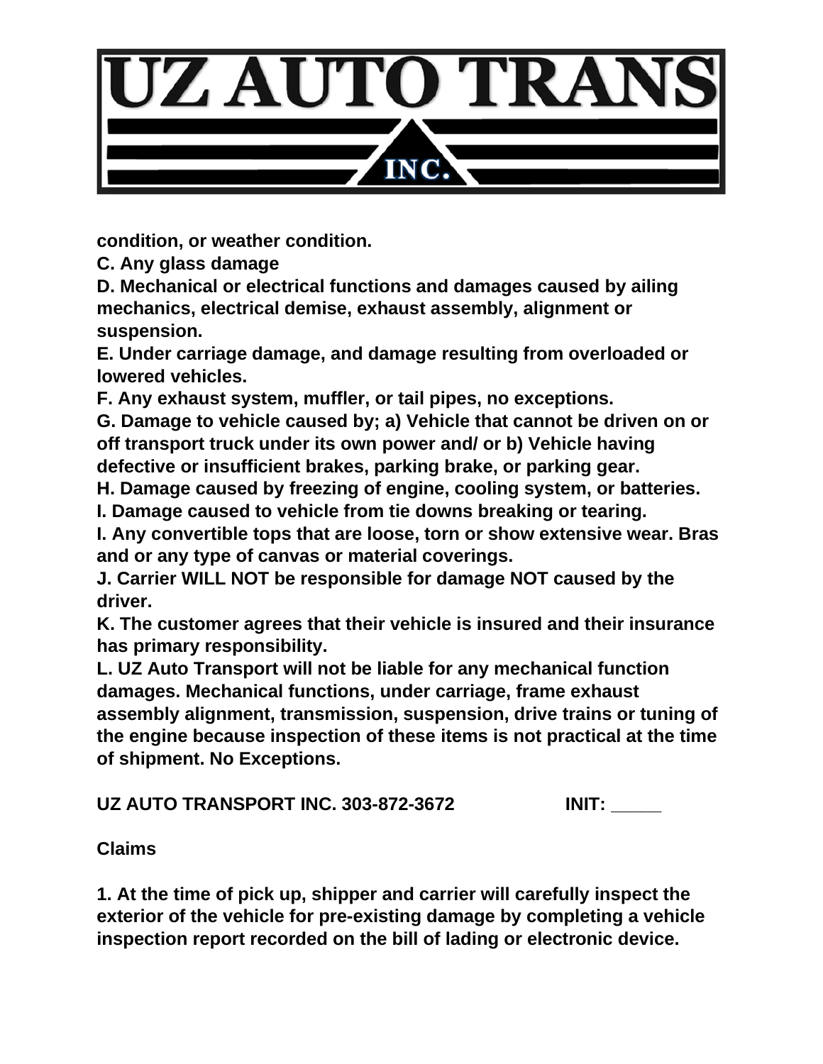**condition, or weather condition.**

**C. Any glass damage**

**D. Mechanical or electrical functions and damages caused by ailing mechanics, electrical demise, exhaust assembly, alignment or suspension.**

**E. Under carriage damage, and damage resulting from overloaded or lowered vehicles.**

**F. Any exhaust system, muffler, or tail pipes, no exceptions.**

**G. Damage to vehicle caused by; a) Vehicle that cannot be driven on or off transport truck under its own power and/ or b) Vehicle having defective or insufficient brakes, parking brake, or parking gear.**

**H. Damage caused by freezing of engine, cooling system, or batteries.**

**I. Damage caused to vehicle from tie downs breaking or tearing.**

**I. Any convertible tops that are loose, torn or show extensive wear. Bras and or any type of canvas or material coverings.**

**J. Carrier WILL NOT be responsible for damage NOT caused by the driver.**

**K. The customer agrees that their vehicle is insured and their insurance has primary responsibility.**

**L. UZ Auto Transport will not be liable for any mechanical function damages. Mechanical functions, under carriage, frame exhaust assembly alignment, transmission, suspension, drive trains or tuning of the engine because inspection of these items is not practical at the time of shipment. No Exceptions.**

**UZ AUTO TRANSPORT INC. 303-872-3672 INIT: _____**

**Claims**

**1. At the time of pick up, shipper and carrier will carefully inspect the exterior of the vehicle for pre-existing damage by completing a vehicle inspection report recorded on the bill of lading or electronic device.**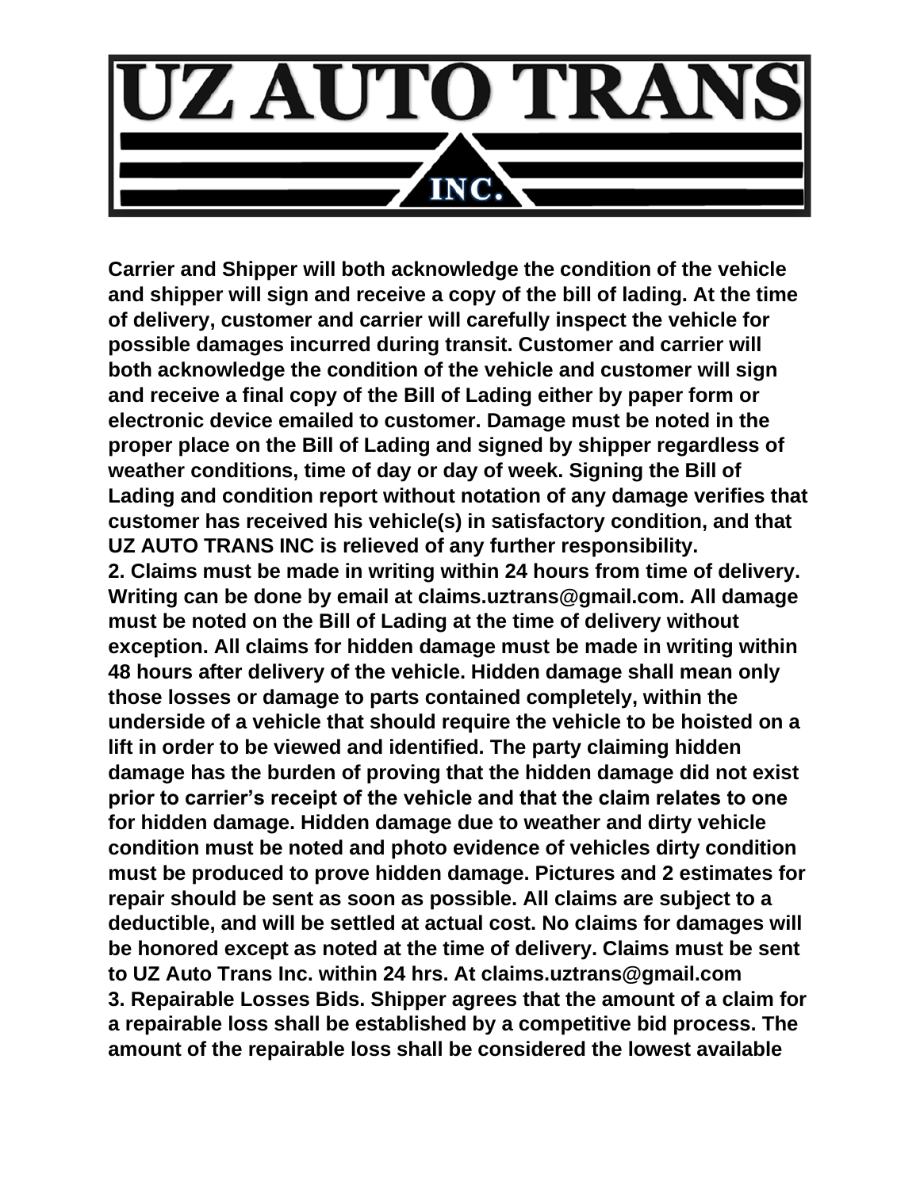# UZ AUTO TRANS INC.

**Carrier and Shipper will both acknowledge the condition of the vehicle and shipper will sign and receive a copy of the bill of lading. At the time of delivery, customer and carrier will carefully inspect the vehicle for possible damages incurred during transit. Customer and carrier will both acknowledge the condition of the vehicle and customer will sign and receive a final copy of the Bill of Lading either by paper form or electronic device emailed to customer. Damage must be noted in the proper place on the Bill of Lading and signed by shipper regardless of weather conditions, time of day or day of week. Signing the Bill of Lading and condition report without notation of any damage verifies that customer has received his vehicle(s) in satisfactory condition, and that UZ AUTO TRANS INC is relieved of any further responsibility.**

**2. Claims must be made in writing within 24 hours from time of delivery. Writing can be done by email at claims.uztrans@gmail.com. All damage must be noted on the Bill of Lading at the time of delivery without exception. All claims for hidden damage must be made in writing within 48 hours after delivery of the vehicle. Hidden damage shall mean only those losses or damage to parts contained completely, within the underside of a vehicle that should require the vehicle to be hoisted on a lift in order to be viewed and identified. The party claiming hidden damage has the burden of proving that the hidden damage did not exist prior to carrier's receipt of the vehicle and that the claim relates to one for hidden damage. Hidden damage due to weather and dirty vehicle condition must be noted and photo evidence of vehicles dirty condition must be produced to prove hidden damage. Pictures and 2 estimates for repair should be sent as soon as possible. All claims are subject to a deductible, and will be settled at actual cost. No claims for damages will be honored except as noted at the time of delivery. Claims must be sent to UZ Auto Trans Inc. within 24 hrs. At claims.uztrans@gmail.com**

**3. Repairable Losses Bids. Shipper agrees that the amount of a claim for a repairable loss shall be established by a competitive bid process. The amount of the repairable loss shall be considered the lowest available**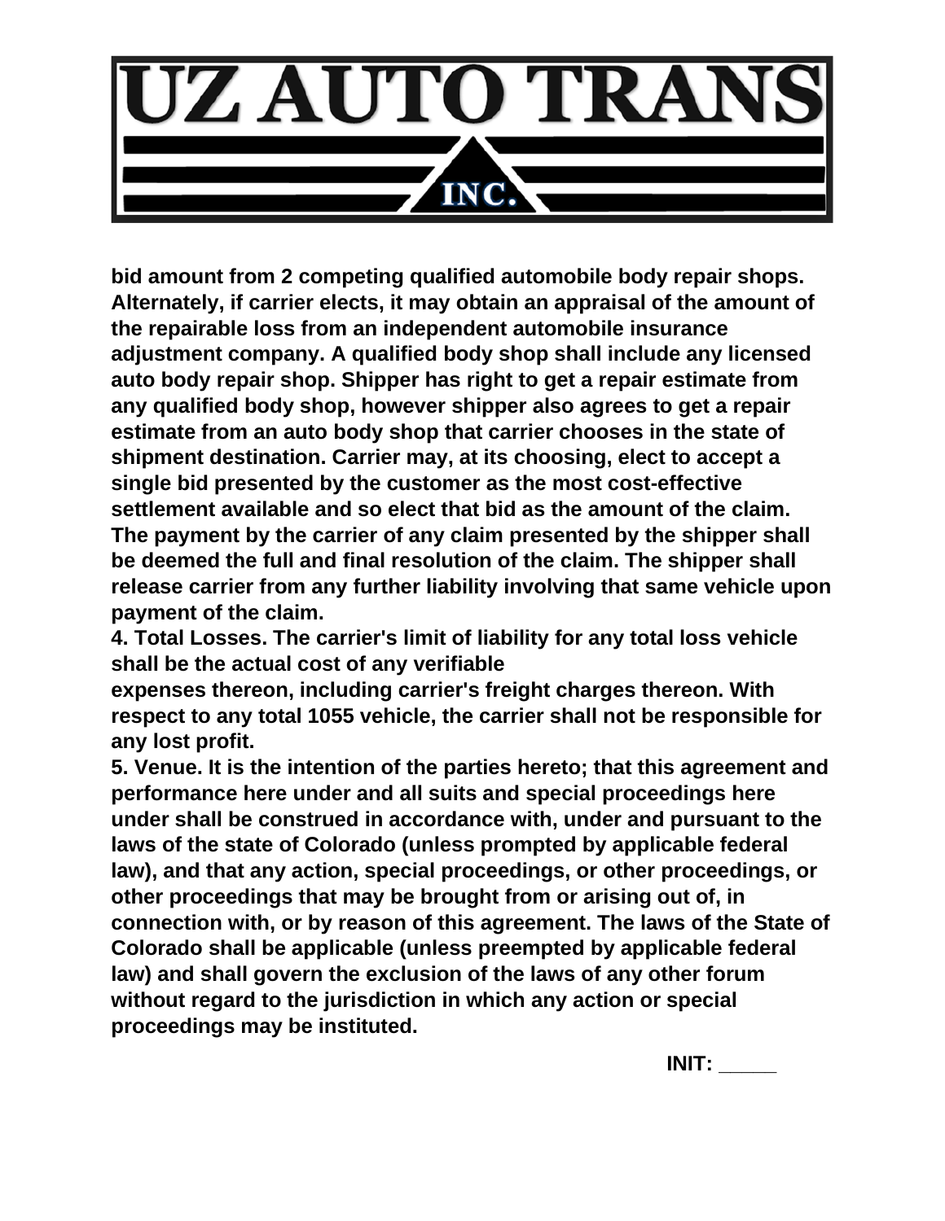**bid amount from 2 competing qualified automobile body repair shops. Alternately, if carrier elects, it may obtain an appraisal of the amount of the repairable loss from an independent automobile insurance adjustment company. A qualified body shop shall include any licensed auto body repair shop. Shipper has right to get a repair estimate from any qualified body shop, however shipper also agrees to get a repair estimate from an auto body shop that carrier chooses in the state of shipment destination. Carrier may, at its choosing, elect to accept a single bid presented by the customer as the most cost-effective settlement available and so elect that bid as the amount of the claim. The payment by the carrier of any claim presented by the shipper shall be deemed the full and final resolution of the claim. The shipper shall release carrier from any further liability involving that same vehicle upon payment of the claim.**

**4. Total Losses. The carrier's limit of liability for any total loss vehicle shall be the actual cost of any verifiable expenses thereon, including carrier's freight charges thereon. With respect to any total 1055 vehicle, the carrier shall not be responsible for any lost profit.**

**5. Venue. It is the intention of the parties hereto; that this agreement and performance here under and all suits and special proceedings here under shall be construed in accordance with, under and pursuant to the laws of the state of Colorado (unless prompted by applicable federal law), and that any action, special proceedings, or other proceedings, or other proceedings that may be brought from or arising out of, in connection with, or by reason of this agreement. The laws of the State of Colorado shall be applicable (unless preempted by applicable federal law) and shall govern the exclusion of the laws of any other forum without regard to the jurisdiction in which any action or special proceedings may be instituted.**

**INIT: _____**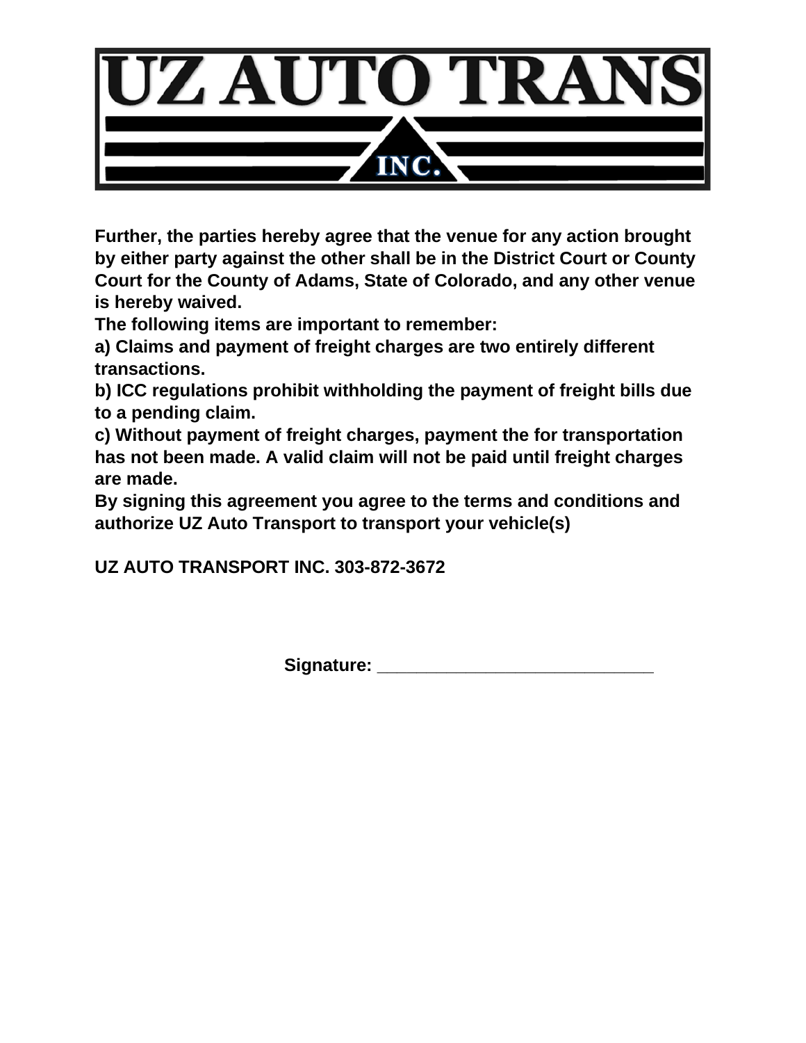# UZ AUTO TRANS INC.

**Further, the parties hereby agree that the venue for any action brought by either party against the other shall be in the District Court or County Court for the County of Adams, State of Colorado, and any other venue is hereby waived.**

**The following items are important to remember:**

**a) Claims and payment of freight charges are two entirely different transactions.**

**b) ICC regulations prohibit withholding the payment of freight bills due to a pending claim.**

**c) Without payment of freight charges, payment the for transportation has not been made. A valid claim will not be paid until freight charges are made.**

**By signing this agreement you agree to the terms and conditions and authorize UZ Auto Transport to transport your vehicle(s)**

**UZ AUTO TRANSPORT INC. 303-872-3672**

**Signature: ____________________________**